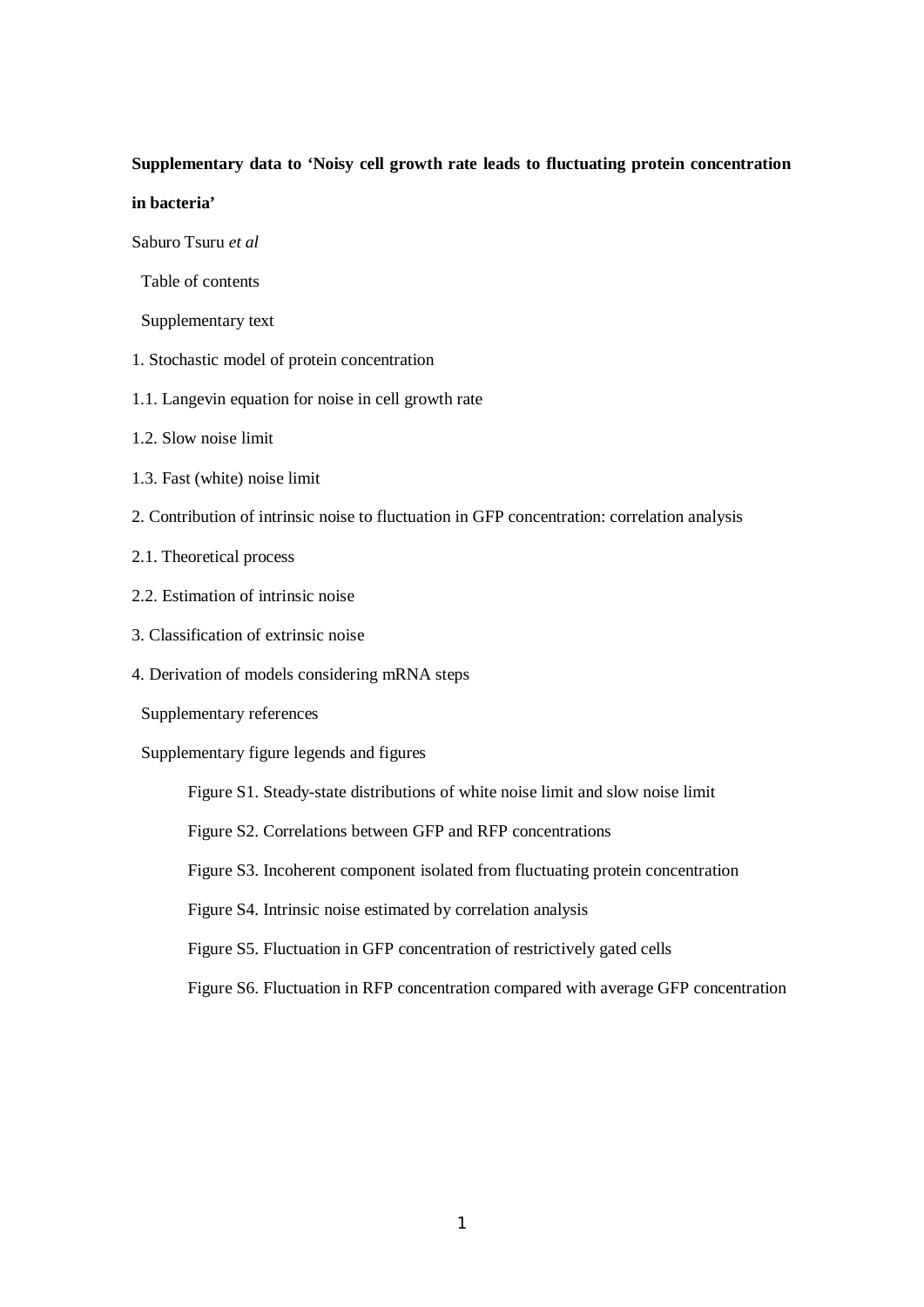**Supplementary data to 'Noisy cell growth rate leads to fluctuating protein concentration in bacteria'**

Saburo Tsuru *et al*

Table of contents

Supplementary text

1. Stochastic model of protein concentration

1.1. Langevin equation for noise in cell growth rate

1.2. Slow noise limit

1.3. Fast (white) noise limit

2. Contribution of intrinsic noise to fluctuation in GFP concentration: correlation analysis

2.1. Theoretical process

2.2. Estimation of intrinsic noise

3. Classification of extrinsic noise

4. Derivation of models considering mRNA steps

Supplementary references

Supplementary figure legends and figures

Figure S1. Steady-state distributions of white noise limit and slow noise limit

Figure S2. Correlations between GFP and RFP concentrations

Figure S3. Incoherent component isolated from fluctuating protein concentration

Figure S4. Intrinsic noise estimated by correlation analysis

Figure S5. Fluctuation in GFP concentration of restrictively gated cells

Figure S6. Fluctuation in RFP concentration compared with average GFP concentration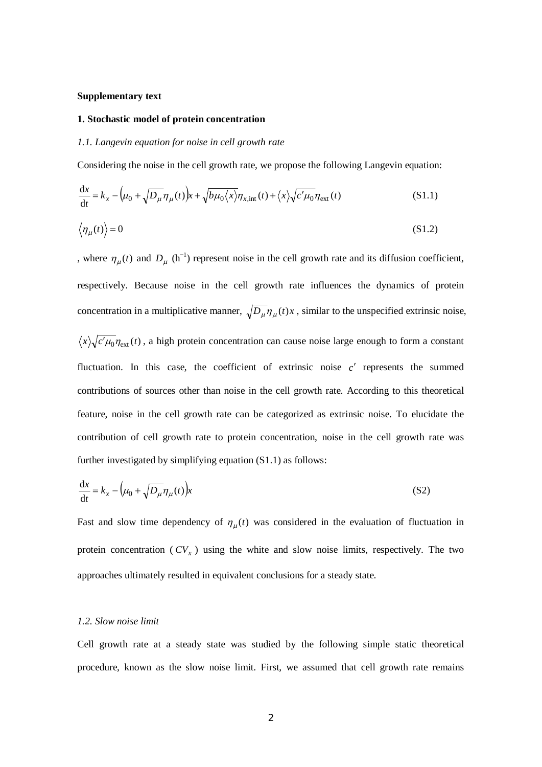**Supplementary text**

**1. Stochastic model of protein concentration**

*1.1. Langevin equation for noise in cell growth rate*

Considering the noise in the cell growth rate, we propose the following Langevin equation:

$$\frac{\mathrm{d}x}{\mathrm{d}t} = k_x - \left(\mu_0 + \sqrt{D_\mu}\eta_\mu(t)\right)x + \sqrt{b\mu_0\langle x\rangle}\eta_{x,\mathrm{int}}(t) + \langle x\rangle\sqrt{c'\mu_0}\eta_{\mathrm{ext}}(t) \tag{S1.1}$$

$$\langle \eta_\mu(t)\rangle = 0 \tag{S1.2}$$

, where $\eta_\mu(t)$ and $D_\mu$ ($\mathrm{h}^{-1}$) represent noise in the cell growth rate and its diffusion coefficient, respectively. Because noise in the cell growth rate influences the dynamics of protein concentration in a multiplicative manner, $\sqrt{D_\mu}\eta_\mu(t)x$, similar to the unspecified extrinsic noise, $\langle x\rangle\sqrt{c'\mu_0}\eta_{\mathrm{ext}}(t)$, a high protein concentration can cause noise large enough to form a constant fluctuation. In this case, the coefficient of extrinsic noise $c'$ represents the summed contributions of sources other than noise in the cell growth rate. According to this theoretical feature, noise in the cell growth rate can be categorized as extrinsic noise. To elucidate the contribution of cell growth rate to protein concentration, noise in the cell growth rate was further investigated by simplifying equation (S1.1) as follows:

$$\frac{\mathrm{d}x}{\mathrm{d}t} = k_x - \left(\mu_0 + \sqrt{D_\mu}\eta_\mu(t)\right)x \tag{S2}$$

Fast and slow time dependency of $\eta_\mu(t)$ was considered in the evaluation of fluctuation in protein concentration ($CV_x$) using the white and slow noise limits, respectively. The two approaches ultimately resulted in equivalent conclusions for a steady state.

*1.2. Slow noise limit*

Cell growth rate at a steady state was studied by the following simple static theoretical procedure, known as the slow noise limit. First, we assumed that cell growth rate remains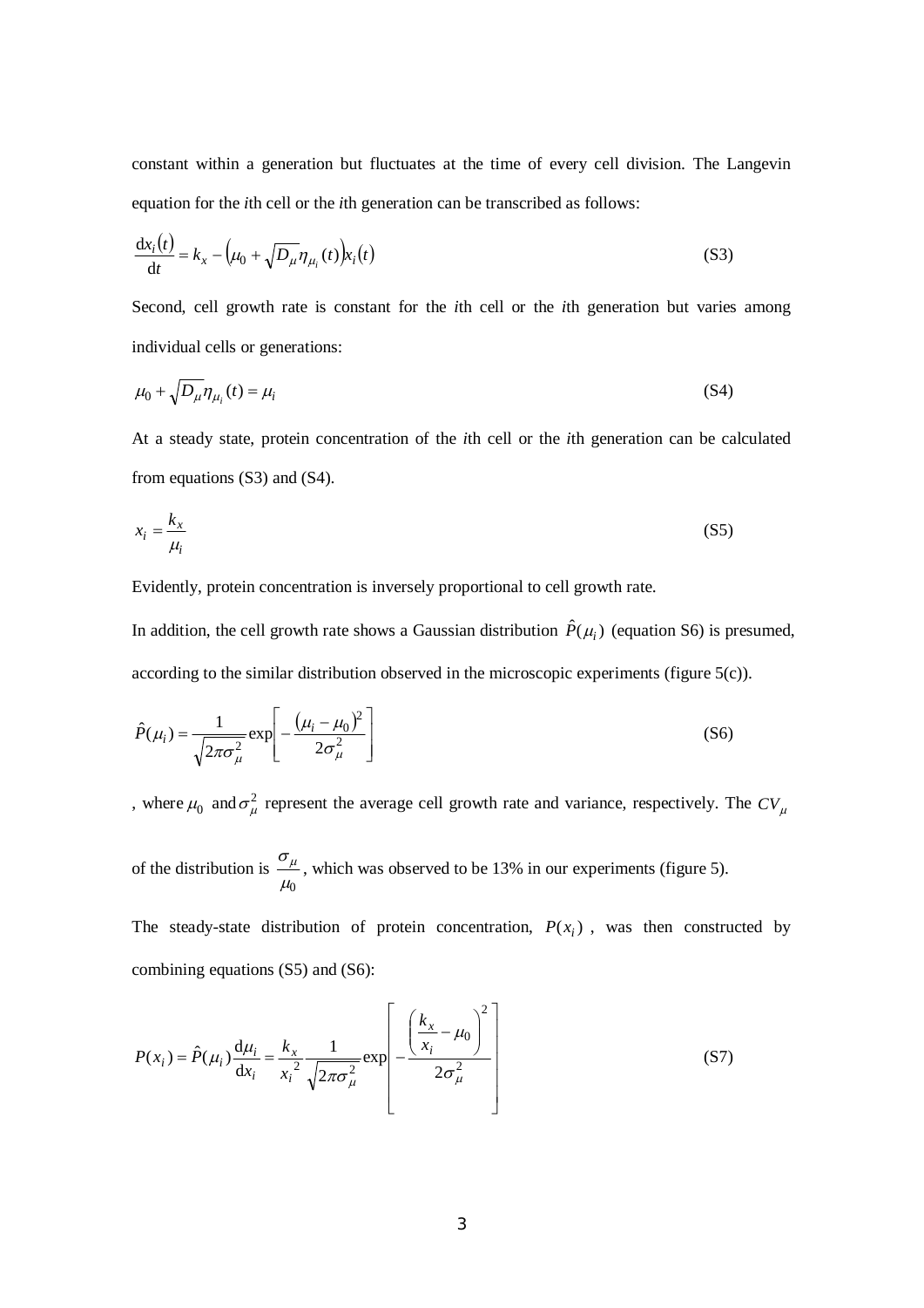constant within a generation but fluctuates at the time of every cell division. The Langevin equation for the *i*th cell or the *i*th generation can be transcribed as follows:

$$\frac{\mathrm{d}x_i(t)}{\mathrm{d}t} = k_x - \left(\mu_0 + \sqrt{D_\mu}\eta_{\mu_i}(t)\right)x_i(t) \tag{S3}$$

Second, cell growth rate is constant for the *i*th cell or the *i*th generation but varies among individual cells or generations:

$$\mu_0 + \sqrt{D_\mu}\eta_{\mu_i}(t) = \mu_i \tag{S4}$$

At a steady state, protein concentration of the *i*th cell or the *i*th generation can be calculated from equations (S3) and (S4).

$$x_i = \frac{k_x}{\mu_i} \tag{S5}$$

Evidently, protein concentration is inversely proportional to cell growth rate.

In addition, the cell growth rate shows a Gaussian distribution $\hat{P}(\mu_i)$ (equation S6) is presumed, according to the similar distribution observed in the microscopic experiments (figure 5(c)).

$$\hat{P}(\mu_i) = \frac{1}{\sqrt{2\pi\sigma_\mu^2}}\exp\left[-\frac{(\mu_i - \mu_0)^2}{2\sigma_\mu^2}\right] \tag{S6}$$

, where $\mu_0$ and $\sigma_\mu^2$ represent the average cell growth rate and variance, respectively. The $CV_\mu$ of the distribution is $\frac{\sigma_\mu}{\mu_0}$, which was observed to be 13% in our experiments (figure 5).

The steady-state distribution of protein concentration, $P(x_i)$, was then constructed by combining equations (S5) and (S6):

$$P(x_i) = \hat{P}(\mu_i)\frac{\mathrm{d}\mu_i}{\mathrm{d}x_i} = \frac{k_x}{{x_i}^2}\frac{1}{\sqrt{2\pi\sigma_\mu^2}}\exp\left[-\frac{\left(\frac{k_x}{x_i} - \mu_0\right)^2}{2\sigma_\mu^2}\right] \tag{S7}$$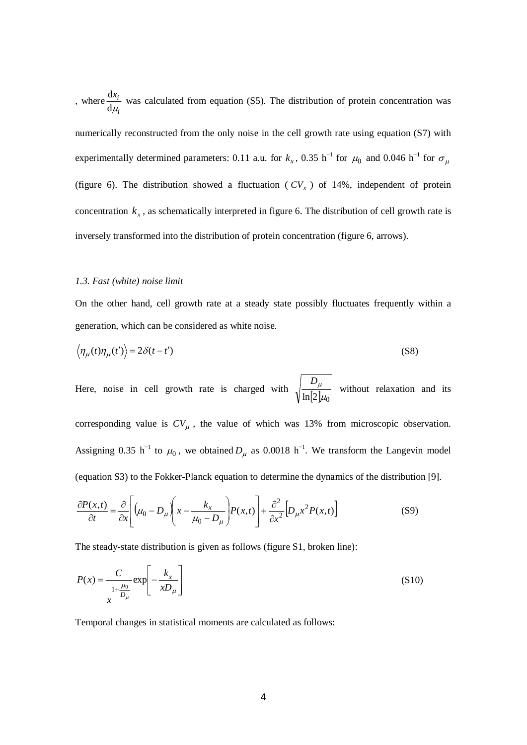, where $\frac{\mathrm{d}x_i}{\mathrm{d}\mu_i}$ was calculated from equation (S5). The distribution of protein concentration was numerically reconstructed from the only noise in the cell growth rate using equation (S7) with experimentally determined parameters: 0.11 a.u. for $k_x$, 0.35 h$^{-1}$ for $\mu_0$ and 0.046 h$^{-1}$ for $\sigma_\mu$ (figure 6). The distribution showed a fluctuation ($CV_x$) of 14%, independent of protein concentration $k_x$, as schematically interpreted in figure 6. The distribution of cell growth rate is inversely transformed into the distribution of protein concentration (figure 6, arrows).

### *1.3. Fast (white) noise limit*

On the other hand, cell growth rate at a steady state possibly fluctuates frequently within a generation, which can be considered as white noise.

$$\left\langle \eta_\mu(t)\eta_\mu(t')\right\rangle = 2\delta(t-t') \tag{S8}$$

Here, noise in cell growth rate is charged with $\sqrt{\frac{D_\mu}{\ln[2]\mu_0}}$ without relaxation and its corresponding value is $CV_\mu$, the value of which was 13% from microscopic observation. Assigning 0.35 h$^{-1}$ to $\mu_0$, we obtained $D_\mu$ as 0.0018 h$^{-1}$. We transform the Langevin model (equation S3) to the Fokker-Planck equation to determine the dynamics of the distribution [9].

$$\frac{\partial P(x,t)}{\partial t} = \frac{\partial}{\partial x}\left[\left(\mu_0 - D_\mu\right)\left(x - \frac{k_x}{\mu_0 - D_\mu}\right)P(x,t)\right] + \frac{\partial^2}{\partial x^2}\left[D_\mu x^2 P(x,t)\right] \tag{S9}$$

The steady-state distribution is given as follows (figure S1, broken line):

$$P(x) = \frac{C}{x^{1+\frac{\mu_0}{D_\mu}}}\exp\left[-\frac{k_x}{xD_\mu}\right] \tag{S10}$$

Temporal changes in statistical moments are calculated as follows: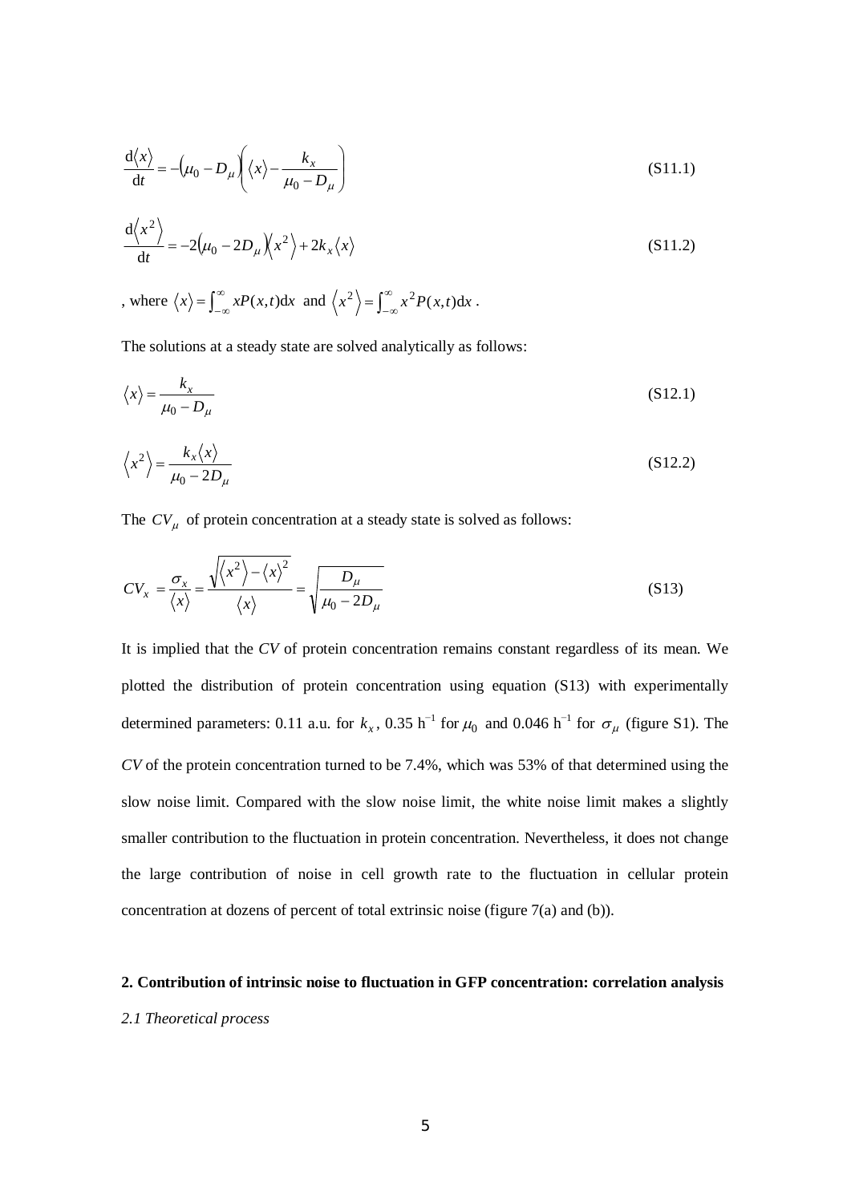$$\frac{\mathrm{d}\langle x\rangle}{\mathrm{d}t} = -\left(\mu_0 - D_\mu\right)\left(\langle x\rangle - \frac{k_x}{\mu_0 - D_\mu}\right) \tag{S11.1}$$

$$\frac{\mathrm{d}\langle x^2\rangle}{\mathrm{d}t} = -2\left(\mu_0 - 2D_\mu\right)\langle x^2\rangle + 2k_x\langle x\rangle \tag{S11.2}$$

, where $\langle x\rangle = \int_{-\infty}^{\infty} xP(x,t)\mathrm{d}x$ and $\langle x^2\rangle = \int_{-\infty}^{\infty} x^2 P(x,t)\mathrm{d}x$ .

The solutions at a steady state are solved analytically as follows:

$$\langle x\rangle = \frac{k_x}{\mu_0 - D_\mu} \tag{S12.1}$$

$$\langle x^2\rangle = \frac{k_x\langle x\rangle}{\mu_0 - 2D_\mu} \tag{S12.2}$$

The $CV_\mu$ of protein concentration at a steady state is solved as follows:

$$CV_x = \frac{\sigma_x}{\langle x\rangle} = \frac{\sqrt{\langle x^2\rangle - \langle x\rangle^2}}{\langle x\rangle} = \sqrt{\frac{D_\mu}{\mu_0 - 2D_\mu}} \tag{S13}$$

It is implied that the *CV* of protein concentration remains constant regardless of its mean. We plotted the distribution of protein concentration using equation (S13) with experimentally determined parameters: 0.11 a.u. for $k_x$, 0.35 $\mathrm{h}^{-1}$ for $\mu_0$ and 0.046 $\mathrm{h}^{-1}$ for $\sigma_\mu$ (figure S1). The *CV* of the protein concentration turned to be 7.4%, which was 53% of that determined using the slow noise limit. Compared with the slow noise limit, the white noise limit makes a slightly smaller contribution to the fluctuation in protein concentration. Nevertheless, it does not change the large contribution of noise in cell growth rate to the fluctuation in cellular protein concentration at dozens of percent of total extrinsic noise (figure 7(a) and (b)).

## 2. Contribution of intrinsic noise to fluctuation in GFP concentration: correlation analysis

*2.1 Theoretical process*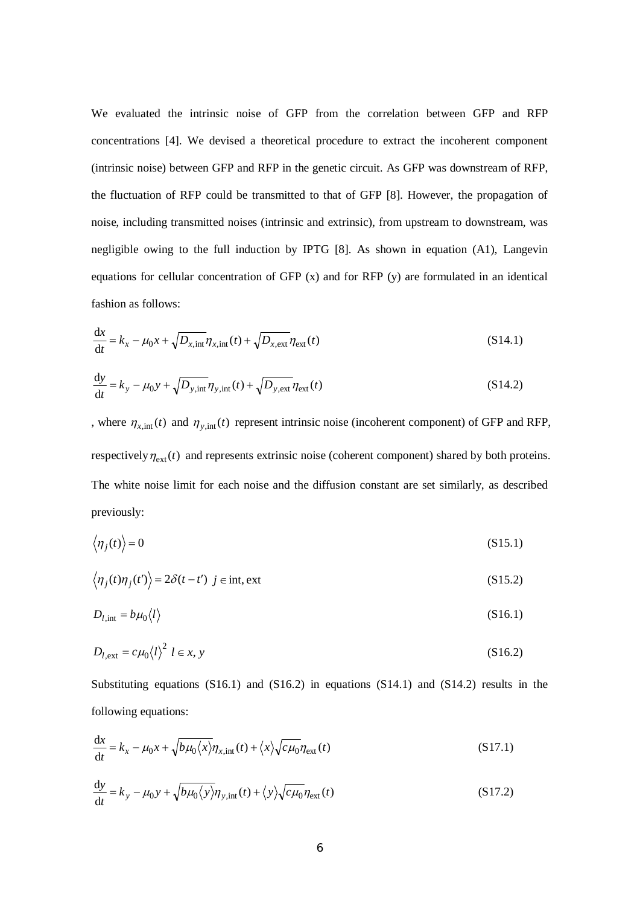We evaluated the intrinsic noise of GFP from the correlation between GFP and RFP concentrations [4]. We devised a theoretical procedure to extract the incoherent component (intrinsic noise) between GFP and RFP in the genetic circuit. As GFP was downstream of RFP, the fluctuation of RFP could be transmitted to that of GFP [8]. However, the propagation of noise, including transmitted noises (intrinsic and extrinsic), from upstream to downstream, was negligible owing to the full induction by IPTG [8]. As shown in equation (A1), Langevin equations for cellular concentration of GFP (x) and for RFP (y) are formulated in an identical fashion as follows:

$$\frac{\mathrm{d}x}{\mathrm{d}t} = k_x - \mu_0 x + \sqrt{D_{x,\mathrm{int}}}\,\eta_{x,\mathrm{int}}(t) + \sqrt{D_{x,\mathrm{ext}}}\,\eta_{\mathrm{ext}}(t) \tag{S14.1}$$

$$\frac{\mathrm{d}y}{\mathrm{d}t} = k_y - \mu_0 y + \sqrt{D_{y,\mathrm{int}}}\,\eta_{y,\mathrm{int}}(t) + \sqrt{D_{y,\mathrm{ext}}}\,\eta_{\mathrm{ext}}(t) \tag{S14.2}$$

, where $\eta_{x,\mathrm{int}}(t)$ and $\eta_{y,\mathrm{int}}(t)$ represent intrinsic noise (incoherent component) of GFP and RFP, respectively $\eta_{\mathrm{ext}}(t)$ and represents extrinsic noise (coherent component) shared by both proteins. The white noise limit for each noise and the diffusion constant are set similarly, as described previously:

$$\langle \eta_j(t) \rangle = 0 \tag{S15.1}$$

$$\langle \eta_j(t)\eta_j(t') \rangle = 2\delta(t-t') \;\; j \in \mathrm{int}, \mathrm{ext} \tag{S15.2}$$

$$D_{l,\mathrm{int}} = b\mu_0 \langle l \rangle \tag{S16.1}$$

$$D_{l,\mathrm{ext}} = c\mu_0 \langle l \rangle^2 \;\; l \in x, y \tag{S16.2}$$

Substituting equations (S16.1) and (S16.2) in equations (S14.1) and (S14.2) results in the following equations:

$$\frac{\mathrm{d}x}{\mathrm{d}t} = k_x - \mu_0 x + \sqrt{b\mu_0 \langle x \rangle}\,\eta_{x,\mathrm{int}}(t) + \langle x \rangle \sqrt{c\mu_0}\,\eta_{\mathrm{ext}}(t) \tag{S17.1}$$

$$\frac{\mathrm{d}y}{\mathrm{d}t} = k_y - \mu_0 y + \sqrt{b\mu_0 \langle y \rangle}\,\eta_{y,\mathrm{int}}(t) + \langle y \rangle \sqrt{c\mu_0}\,\eta_{\mathrm{ext}}(t) \tag{S17.2}$$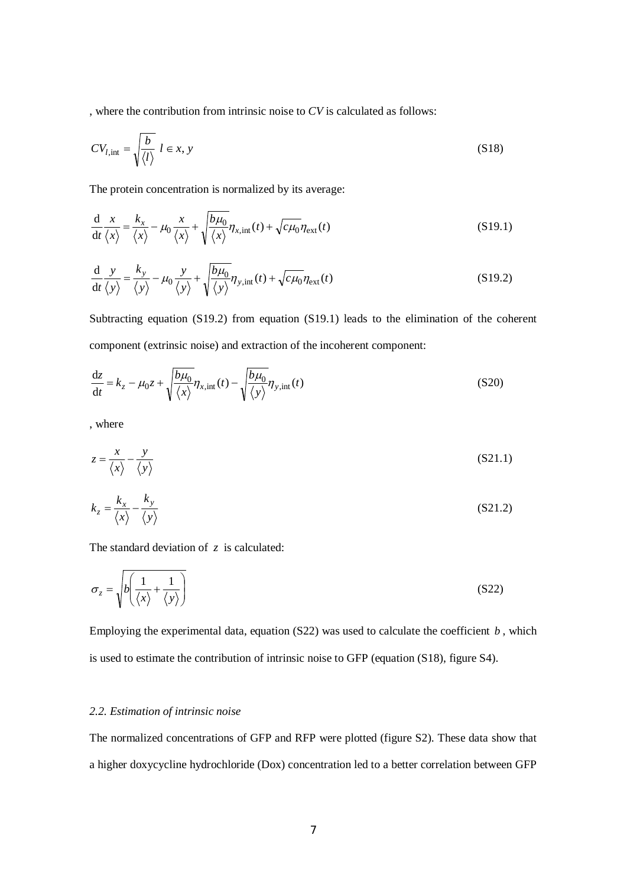, where the contribution from intrinsic noise to $CV$ is calculated as follows:

$$CV_{l,\text{int}} = \sqrt{\frac{b}{\langle l \rangle}} \;\; l \in x, y \tag{S18}$$

The protein concentration is normalized by its average:

$$\frac{\mathrm{d}}{\mathrm{d}t}\frac{x}{\langle x \rangle} = \frac{k_x}{\langle x \rangle} - \mu_0 \frac{x}{\langle x \rangle} + \sqrt{\frac{b\mu_0}{\langle x \rangle}}\eta_{x,\text{int}}(t) + \sqrt{c\mu_0}\eta_{\text{ext}}(t) \tag{S19.1}$$

$$\frac{\mathrm{d}}{\mathrm{d}t}\frac{y}{\langle y \rangle} = \frac{k_y}{\langle y \rangle} - \mu_0 \frac{y}{\langle y \rangle} + \sqrt{\frac{b\mu_0}{\langle y \rangle}}\eta_{y,\text{int}}(t) + \sqrt{c\mu_0}\eta_{\text{ext}}(t) \tag{S19.2}$$

Subtracting equation (S19.2) from equation (S19.1) leads to the elimination of the coherent component (extrinsic noise) and extraction of the incoherent component:

$$\frac{\mathrm{d}z}{\mathrm{d}t} = k_z - \mu_0 z + \sqrt{\frac{b\mu_0}{\langle x \rangle}}\eta_{x,\text{int}}(t) - \sqrt{\frac{b\mu_0}{\langle y \rangle}}\eta_{y,\text{int}}(t) \tag{S20}$$

, where

$$z = \frac{x}{\langle x \rangle} - \frac{y}{\langle y \rangle} \tag{S21.1}$$

$$k_z = \frac{k_x}{\langle x \rangle} - \frac{k_y}{\langle y \rangle} \tag{S21.2}$$

The standard deviation of $z$ is calculated:

$$\sigma_z = \sqrt{b\left(\frac{1}{\langle x \rangle} + \frac{1}{\langle y \rangle}\right)} \tag{S22}$$

Employing the experimental data, equation (S22) was used to calculate the coefficient $b$, which is used to estimate the contribution of intrinsic noise to GFP (equation (S18), figure S4).

### *2.2. Estimation of intrinsic noise*

The normalized concentrations of GFP and RFP were plotted (figure S2). These data show that a higher doxycycline hydrochloride (Dox) concentration led to a better correlation between GFP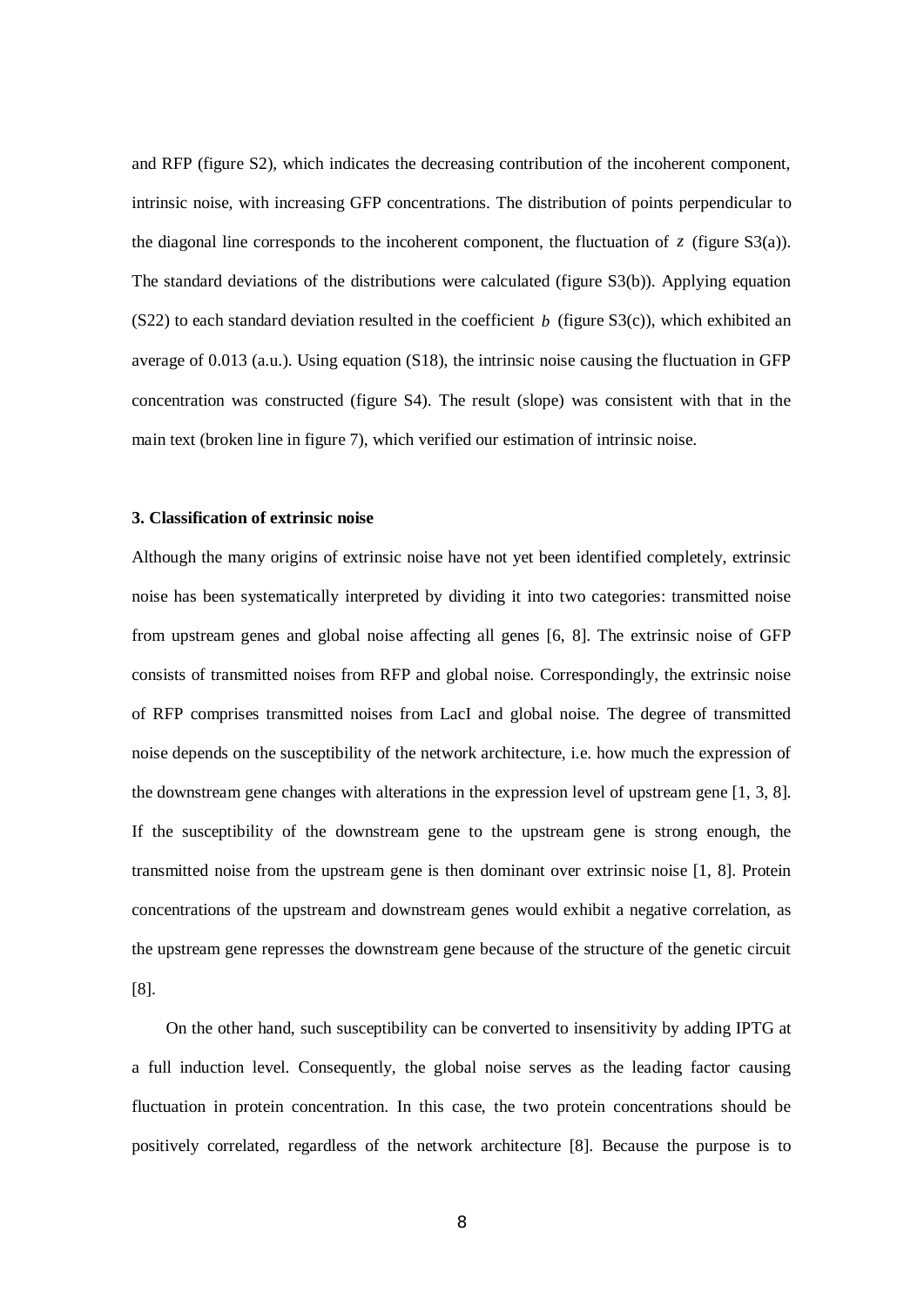and RFP (figure S2), which indicates the decreasing contribution of the incoherent component, intrinsic noise, with increasing GFP concentrations. The distribution of points perpendicular to the diagonal line corresponds to the incoherent component, the fluctuation of $z$ (figure S3(a)). The standard deviations of the distributions were calculated (figure S3(b)). Applying equation (S22) to each standard deviation resulted in the coefficient $b$ (figure S3(c)), which exhibited an average of 0.013 (a.u.). Using equation (S18), the intrinsic noise causing the fluctuation in GFP concentration was constructed (figure S4). The result (slope) was consistent with that in the main text (broken line in figure 7), which verified our estimation of intrinsic noise.

### 3. Classification of extrinsic noise

Although the many origins of extrinsic noise have not yet been identified completely, extrinsic noise has been systematically interpreted by dividing it into two categories: transmitted noise from upstream genes and global noise affecting all genes [6, 8]. The extrinsic noise of GFP consists of transmitted noises from RFP and global noise. Correspondingly, the extrinsic noise of RFP comprises transmitted noises from LacI and global noise. The degree of transmitted noise depends on the susceptibility of the network architecture, i.e. how much the expression of the downstream gene changes with alterations in the expression level of upstream gene [1, 3, 8]. If the susceptibility of the downstream gene to the upstream gene is strong enough, the transmitted noise from the upstream gene is then dominant over extrinsic noise [1, 8]. Protein concentrations of the upstream and downstream genes would exhibit a negative correlation, as the upstream gene represses the downstream gene because of the structure of the genetic circuit [8].

On the other hand, such susceptibility can be converted to insensitivity by adding IPTG at a full induction level. Consequently, the global noise serves as the leading factor causing fluctuation in protein concentration. In this case, the two protein concentrations should be positively correlated, regardless of the network architecture [8]. Because the purpose is to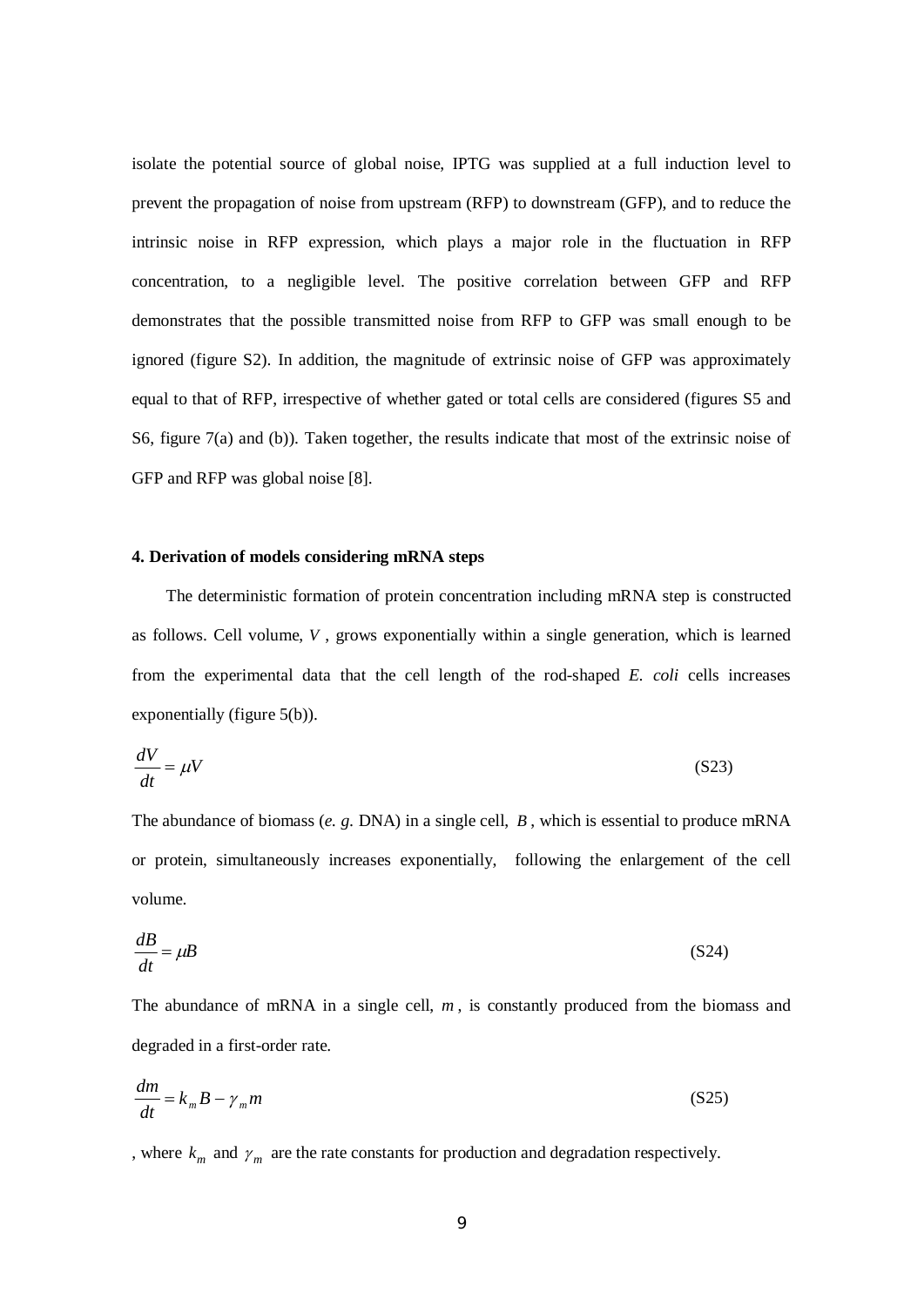isolate the potential source of global noise, IPTG was supplied at a full induction level to prevent the propagation of noise from upstream (RFP) to downstream (GFP), and to reduce the intrinsic noise in RFP expression, which plays a major role in the fluctuation in RFP concentration, to a negligible level. The positive correlation between GFP and RFP demonstrates that the possible transmitted noise from RFP to GFP was small enough to be ignored (figure S2). In addition, the magnitude of extrinsic noise of GFP was approximately equal to that of RFP, irrespective of whether gated or total cells are considered (figures S5 and S6, figure 7(a) and (b)). Taken together, the results indicate that most of the extrinsic noise of GFP and RFP was global noise [8].

#### 4. Derivation of models considering mRNA steps

The deterministic formation of protein concentration including mRNA step is constructed as follows. Cell volume, $V$, grows exponentially within a single generation, which is learned from the experimental data that the cell length of the rod-shaped *E. coli* cells increases exponentially (figure 5(b)).

$$\frac{dV}{dt} = \mu V \tag{S23}$$

The abundance of biomass (*e. g.* DNA) in a single cell, $B$, which is essential to produce mRNA or protein, simultaneously increases exponentially, following the enlargement of the cell volume.

$$\frac{dB}{dt} = \mu B \tag{S24}$$

The abundance of mRNA in a single cell, $m$, is constantly produced from the biomass and degraded in a first-order rate.

$$\frac{dm}{dt} = k_m B - \gamma_m m \tag{S25}$$

, where $k_m$ and $\gamma_m$ are the rate constants for production and degradation respectively.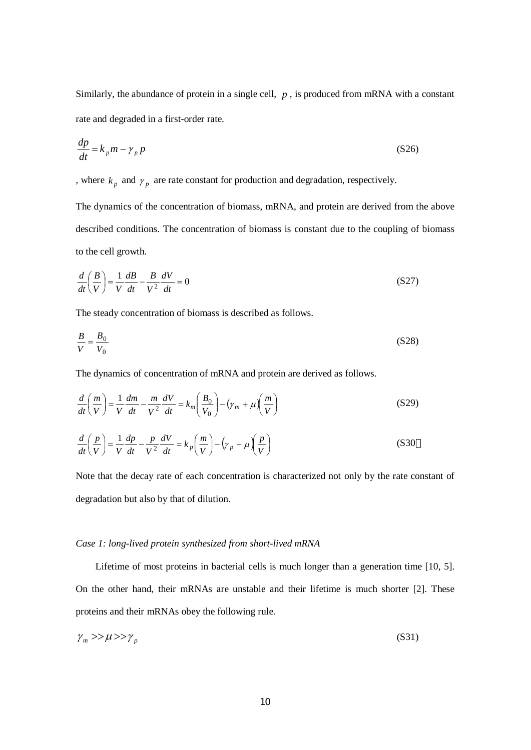Similarly, the abundance of protein in a single cell, $p$, is produced from mRNA with a constant rate and degraded in a first-order rate.

$$\frac{dp}{dt} = k_p m - \gamma_p p \tag{S26}$$

, where $k_p$ and $\gamma_p$ are rate constant for production and degradation, respectively.

The dynamics of the concentration of biomass, mRNA, and protein are derived from the above described conditions. The concentration of biomass is constant due to the coupling of biomass to the cell growth.

$$\frac{d}{dt}\left(\frac{B}{V}\right) = \frac{1}{V}\frac{dB}{dt} - \frac{B}{V^2}\frac{dV}{dt} = 0 \tag{S27}$$

The steady concentration of biomass is described as follows.

$$\frac{B}{V} = \frac{B_0}{V_0} \tag{S28}$$

The dynamics of concentration of mRNA and protein are derived as follows.

$$\frac{d}{dt}\left(\frac{m}{V}\right) = \frac{1}{V}\frac{dm}{dt} - \frac{m}{V^2}\frac{dV}{dt} = k_m\left(\frac{B_0}{V_0}\right) - (\gamma_m + \mu)\left(\frac{m}{V}\right) \tag{S29}$$

$$\frac{d}{dt}\left(\frac{p}{V}\right) = \frac{1}{V}\frac{dp}{dt} - \frac{p}{V^2}\frac{dV}{dt} = k_p\left(\frac{m}{V}\right) - (\gamma_p + \mu)\left(\frac{p}{V}\right) \tag{S30}$$

Note that the decay rate of each concentration is characterized not only by the rate constant of degradation but also by that of dilution.

*Case 1: long-lived protein synthesized from short-lived mRNA*

Lifetime of most proteins in bacterial cells is much longer than a generation time [10, 5]. On the other hand, their mRNAs are unstable and their lifetime is much shorter [2]. These proteins and their mRNAs obey the following rule.

$$\gamma_m >> \mu >> \gamma_p \tag{S31}$$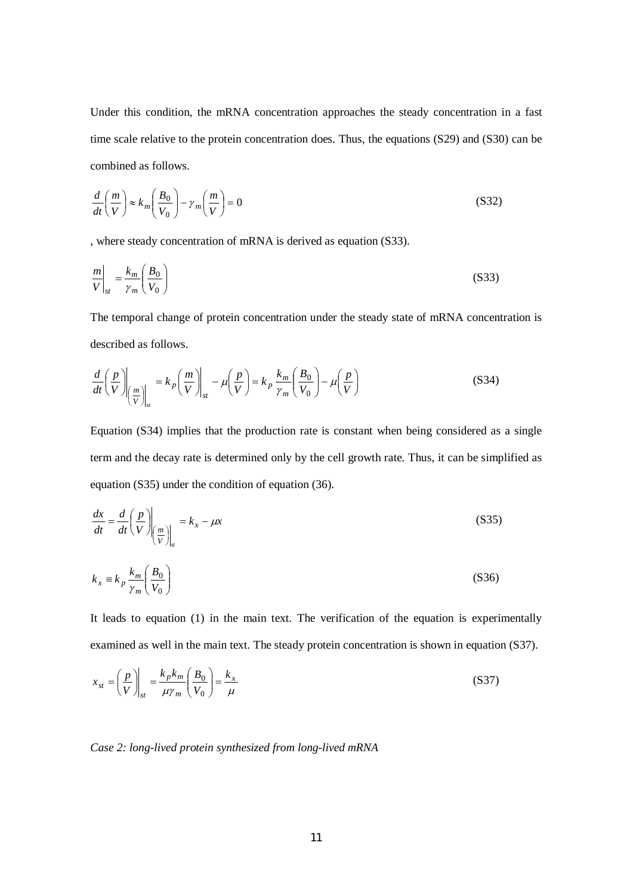Under this condition, the mRNA concentration approaches the steady concentration in a fast time scale relative to the protein concentration does. Thus, the equations (S29) and (S30) can be combined as follows.

$$\frac{d}{dt}\left(\frac{m}{V}\right) \approx k_m\left(\frac{B_0}{V_0}\right) - \gamma_m\left(\frac{m}{V}\right) = 0 \tag{S32}$$

, where steady concentration of mRNA is derived as equation (S33).

$$\left.\frac{m}{V}\right|_{st} = \frac{k_m}{\gamma_m}\left(\frac{B_0}{V_0}\right) \tag{S33}$$

The temporal change of protein concentration under the steady state of mRNA concentration is described as follows.

$$\left.\frac{d}{dt}\left(\frac{p}{V}\right)\right|_{\left.\left(\frac{m}{V}\right)\right|_{st}} = k_p\left.\left(\frac{m}{V}\right)\right|_{st} - \mu\left(\frac{p}{V}\right) = k_p\frac{k_m}{\gamma_m}\left(\frac{B_0}{V_0}\right) - \mu\left(\frac{p}{V}\right) \tag{S34}$$

Equation (S34) implies that the production rate is constant when being considered as a single term and the decay rate is determined only by the cell growth rate. Thus, it can be simplified as equation (S35) under the condition of equation (36).

$$\frac{dx}{dt} = \left.\frac{d}{dt}\left(\frac{p}{V}\right)\right|_{\left.\left(\frac{m}{V}\right)\right|_{st}} = k_x - \mu x \tag{S35}$$

$$k_x \equiv k_p\frac{k_m}{\gamma_m}\left(\frac{B_0}{V_0}\right) \tag{S36}$$

It leads to equation (1) in the main text. The verification of the equation is experimentally examined as well in the main text. The steady protein concentration is shown in equation (S37).

$$x_{st} = \left.\left(\frac{p}{V}\right)\right|_{st} = \frac{k_p k_m}{\mu\gamma_m}\left(\frac{B_0}{V_0}\right) = \frac{k_x}{\mu} \tag{S37}$$

*Case 2: long-lived protein synthesized from long-lived mRNA*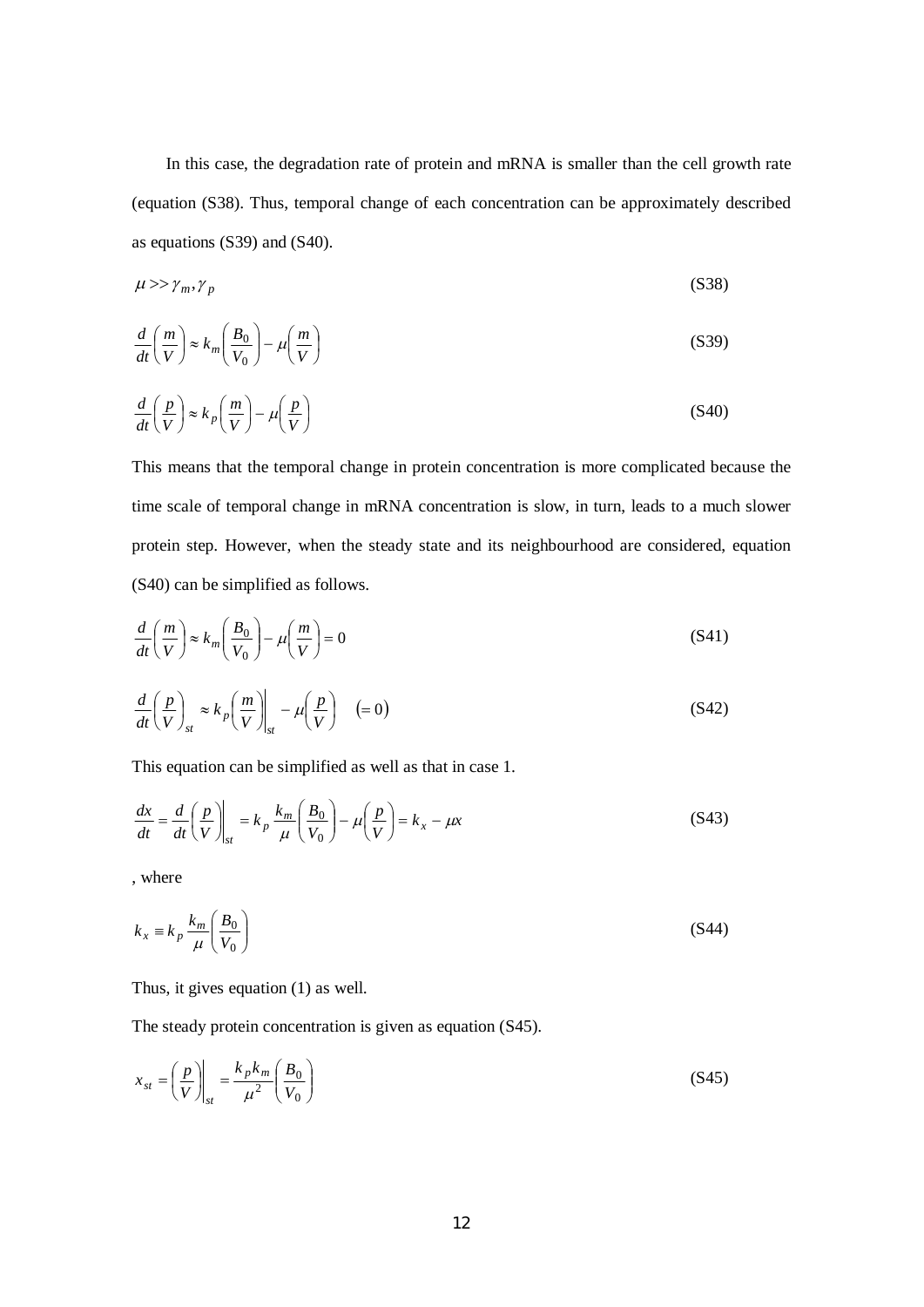In this case, the degradation rate of protein and mRNA is smaller than the cell growth rate (equation (S38). Thus, temporal change of each concentration can be approximately described as equations (S39) and (S40).

$$\mu >> \gamma_m, \gamma_p \tag{S38}$$

$$\frac{d}{dt}\left(\frac{m}{V}\right) \approx k_m\left(\frac{B_0}{V_0}\right) - \mu\left(\frac{m}{V}\right) \tag{S39}$$

$$\frac{d}{dt}\left(\frac{p}{V}\right) \approx k_p\left(\frac{m}{V}\right) - \mu\left(\frac{p}{V}\right) \tag{S40}$$

This means that the temporal change in protein concentration is more complicated because the time scale of temporal change in mRNA concentration is slow, in turn, leads to a much slower protein step. However, when the steady state and its neighbourhood are considered, equation (S40) can be simplified as follows.

$$\frac{d}{dt}\left(\frac{m}{V}\right) \approx k_m\left(\frac{B_0}{V_0}\right) - \mu\left(\frac{m}{V}\right) = 0 \tag{S41}$$

$$\frac{d}{dt}\left(\frac{p}{V}\right)_{st} \approx k_p\left(\frac{m}{V}\right)\bigg|_{st} - \mu\left(\frac{p}{V}\right) \quad (= 0) \tag{S42}$$

This equation can be simplified as well as that in case 1.

$$\frac{dx}{dt} = \frac{d}{dt}\left(\frac{p}{V}\right)\bigg|_{st} = k_p\frac{k_m}{\mu}\left(\frac{B_0}{V_0}\right) - \mu\left(\frac{p}{V}\right) = k_x - \mu x \tag{S43}$$

, where

$$k_x \equiv k_p\frac{k_m}{\mu}\left(\frac{B_0}{V_0}\right) \tag{S44}$$

Thus, it gives equation (1) as well.

The steady protein concentration is given as equation (S45).

$$x_{st} = \left(\frac{p}{V}\right)\bigg|_{st} = \frac{k_p k_m}{\mu^2}\left(\frac{B_0}{V_0}\right) \tag{S45}$$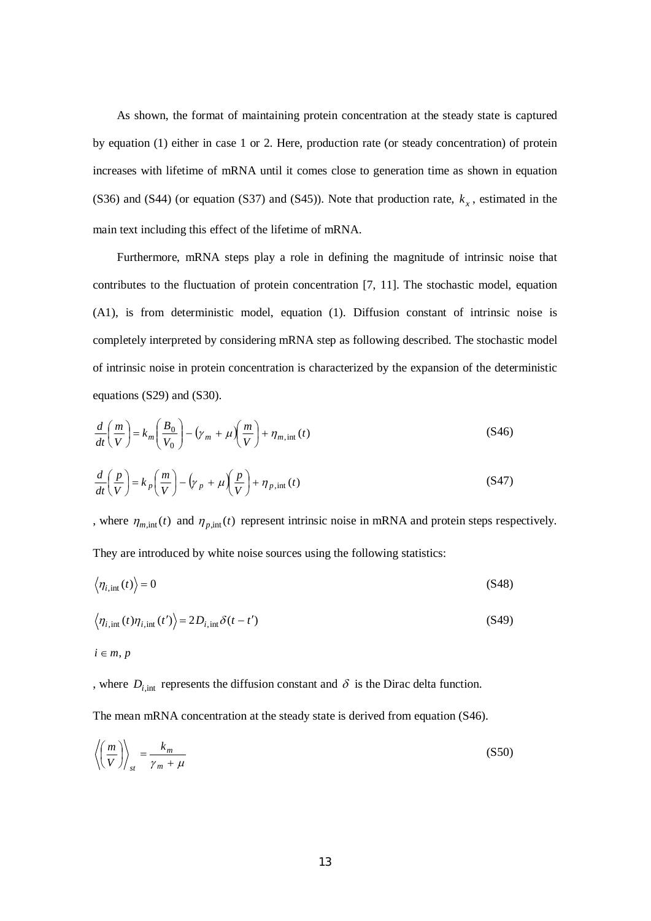As shown, the format of maintaining protein concentration at the steady state is captured by equation (1) either in case 1 or 2. Here, production rate (or steady concentration) of protein increases with lifetime of mRNA until it comes close to generation time as shown in equation (S36) and (S44) (or equation (S37) and (S45)). Note that production rate, $k_x$, estimated in the main text including this effect of the lifetime of mRNA.

Furthermore, mRNA steps play a role in defining the magnitude of intrinsic noise that contributes to the fluctuation of protein concentration [7, 11]. The stochastic model, equation (A1), is from deterministic model, equation (1). Diffusion constant of intrinsic noise is completely interpreted by considering mRNA step as following described. The stochastic model of intrinsic noise in protein concentration is characterized by the expansion of the deterministic equations (S29) and (S30).

$$\frac{d}{dt}\left(\frac{m}{V}\right) = k_m\left(\frac{B_0}{V_0}\right) - (\gamma_m + \mu)\left(\frac{m}{V}\right) + \eta_{m,\text{int}}(t) \tag{S46}$$

$$\frac{d}{dt}\left(\frac{p}{V}\right) = k_p\left(\frac{m}{V}\right) - (\gamma_p + \mu)\left(\frac{p}{V}\right) + \eta_{p,\text{int}}(t) \tag{S47}$$

, where $\eta_{m,\text{int}}(t)$ and $\eta_{p,\text{int}}(t)$ represent intrinsic noise in mRNA and protein steps respectively. They are introduced by white noise sources using the following statistics:

$$\left\langle \eta_{i,\text{int}}(t) \right\rangle = 0 \tag{S48}$$

$$\left\langle \eta_{i,\text{int}}(t)\eta_{i,\text{int}}(t') \right\rangle = 2D_{i,\text{int}}\delta(t-t') \tag{S49}$$

$i \in m, p$

, where $D_{i,\text{int}}$ represents the diffusion constant and $\delta$ is the Dirac delta function.

The mean mRNA concentration at the steady state is derived from equation (S46).

$$\left\langle \left(\frac{m}{V}\right) \right\rangle_{st} = \frac{k_m}{\gamma_m + \mu} \tag{S50}$$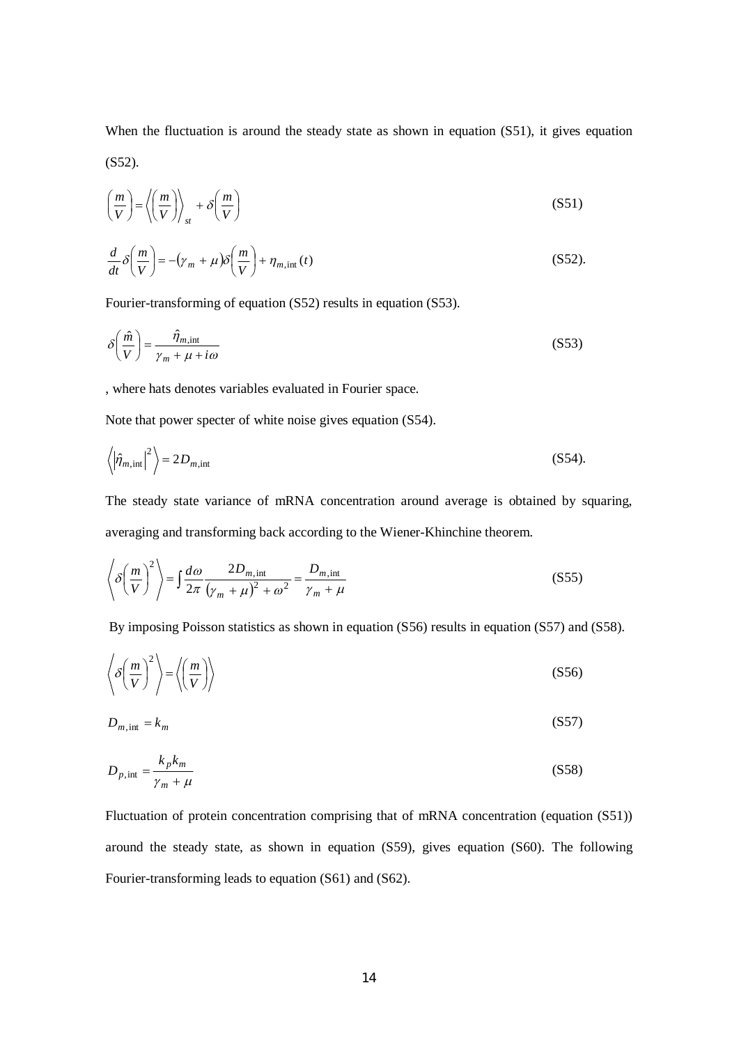When the fluctuation is around the steady state as shown in equation (S51), it gives equation (S52).

$$\left(\frac{m}{V}\right) = \left\langle\left(\frac{m}{V}\right)\right\rangle_{st} + \delta\left(\frac{m}{V}\right) \tag{S51}$$

$$\frac{d}{dt}\delta\left(\frac{m}{V}\right) = -(\gamma_m + \mu)\delta\left(\frac{m}{V}\right) + \eta_{m,\text{int}}(t) \tag{S52}$$

Fourier-transforming of equation (S52) results in equation (S53).

$$\delta\left(\frac{\hat{m}}{V}\right) = \frac{\hat{\eta}_{m,\text{int}}}{\gamma_m + \mu + i\omega} \tag{S53}$$

, where hats denotes variables evaluated in Fourier space.

Note that power specter of white noise gives equation (S54).

$$\left\langle\left|\hat{\eta}_{m,\text{int}}\right|^2\right\rangle = 2D_{m,\text{int}} \tag{S54}$$

The steady state variance of mRNA concentration around average is obtained by squaring, averaging and transforming back according to the Wiener-Khinchine theorem.

$$\left\langle\delta\left(\frac{m}{V}\right)^2\right\rangle = \int\frac{d\omega}{2\pi}\frac{2D_{m,\text{int}}}{(\gamma_m + \mu)^2 + \omega^2} = \frac{D_{m,\text{int}}}{\gamma_m + \mu} \tag{S55}$$

By imposing Poisson statistics as shown in equation (S56) results in equation (S57) and (S58).

$$\left\langle\delta\left(\frac{m}{V}\right)^2\right\rangle = \left\langle\left(\frac{m}{V}\right)\right\rangle \tag{S56}$$

$$D_{m,\text{int}} = k_m \tag{S57}$$

$$D_{p,\text{int}} = \frac{k_p k_m}{\gamma_m + \mu} \tag{S58}$$

Fluctuation of protein concentration comprising that of mRNA concentration (equation (S51)) around the steady state, as shown in equation (S59), gives equation (S60). The following Fourier-transforming leads to equation (S61) and (S62).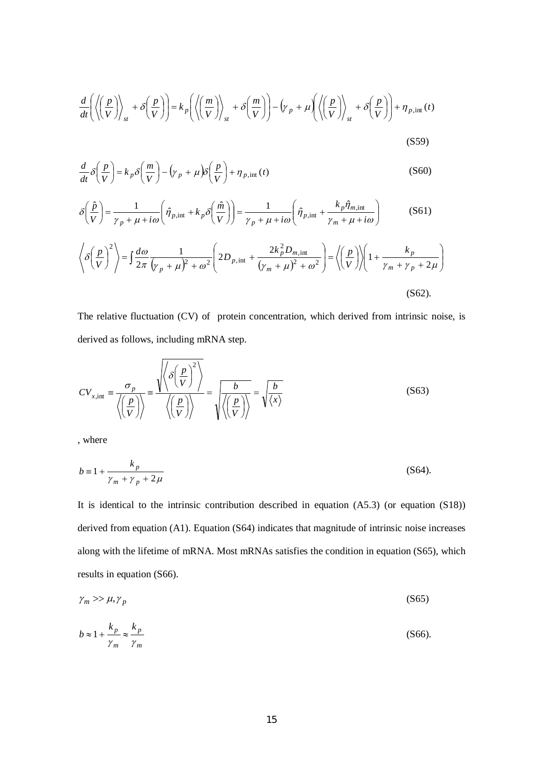$$\frac{d}{dt}\left(\left\langle\left(\frac{p}{V}\right)\right\rangle_{st}+\delta\left(\frac{p}{V}\right)\right)=k_p\left(\left\langle\left(\frac{m}{V}\right)\right\rangle_{st}+\delta\left(\frac{m}{V}\right)\right)-\left(\gamma_p+\mu\right)\left(\left\langle\left(\frac{p}{V}\right)\right\rangle_{st}+\delta\left(\frac{p}{V}\right)\right)+\eta_{p,\text{int}}(t) \tag{S59}$$

$$\frac{d}{dt}\delta\left(\frac{p}{V}\right)=k_p\delta\left(\frac{m}{V}\right)-\left(\gamma_p+\mu\right)\delta\left(\frac{p}{V}\right)+\eta_{p,\text{int}}(t) \tag{S60}$$

$$\delta\left(\frac{\hat{p}}{V}\right)=\frac{1}{\gamma_p+\mu+i\omega}\left(\hat{\eta}_{p,\text{int}}+k_p\delta\left(\frac{\hat{m}}{V}\right)\right)=\frac{1}{\gamma_p+\mu+i\omega}\left(\hat{\eta}_{p,\text{int}}+\frac{k_p\hat{\eta}_{m,\text{int}}}{\gamma_m+\mu+i\omega}\right) \tag{S61}$$

$$\left\langle\delta\left(\frac{p}{V}\right)^2\right\rangle=\int\frac{d\omega}{2\pi}\frac{1}{\left(\gamma_p+\mu\right)^2+\omega^2}\left(2D_{p,\text{int}}+\frac{2k_p^2D_{m,\text{int}}}{\left(\gamma_m+\mu\right)^2+\omega^2}\right)=\left\langle\left(\frac{p}{V}\right)\right\rangle\left(1+\frac{k_p}{\gamma_m+\gamma_p+2\mu}\right) \tag{S62}$$

The relative fluctuation (CV) of protein concentration, which derived from intrinsic noise, is derived as follows, including mRNA step.

$$CV_{x,\text{int}}\equiv\frac{\sigma_p}{\left\langle\left(\frac{p}{V}\right)\right\rangle}\equiv\frac{\sqrt{\left\langle\delta\left(\frac{p}{V}\right)^2\right\rangle}}{\left\langle\left(\frac{p}{V}\right)\right\rangle}=\sqrt{\frac{b}{\left\langle\left(\frac{p}{V}\right)\right\rangle}}=\sqrt{\frac{b}{\langle x\rangle}} \tag{S63}$$

, where

$$b\equiv1+\frac{k_p}{\gamma_m+\gamma_p+2\mu} \tag{S64}$$

It is identical to the intrinsic contribution described in equation (A5.3) (or equation (S18)) derived from equation (A1). Equation (S64) indicates that magnitude of intrinsic noise increases along with the lifetime of mRNA. Most mRNAs satisfies the condition in equation (S65), which results in equation (S66).

$$\gamma_m>>\mu,\gamma_p \tag{S65}$$

$$b\approx1+\frac{k_p}{\gamma_m}\approx\frac{k_p}{\gamma_m} \tag{S66}$$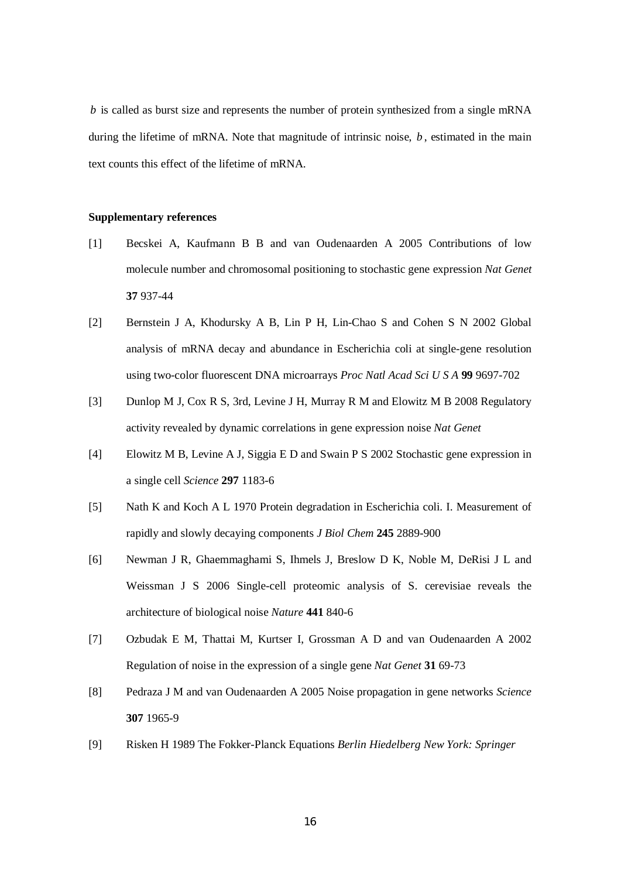$b$ is called as burst size and represents the number of protein synthesized from a single mRNA during the lifetime of mRNA. Note that magnitude of intrinsic noise, $b$, estimated in the main text counts this effect of the lifetime of mRNA.

**Supplementary references**

[1] Becskei A, Kaufmann B B and van Oudenaarden A 2005 Contributions of low molecule number and chromosomal positioning to stochastic gene expression *Nat Genet* **37** 937-44

[2] Bernstein J A, Khodursky A B, Lin P H, Lin-Chao S and Cohen S N 2002 Global analysis of mRNA decay and abundance in Escherichia coli at single-gene resolution using two-color fluorescent DNA microarrays *Proc Natl Acad Sci U S A* **99** 9697-702

[3] Dunlop M J, Cox R S, 3rd, Levine J H, Murray R M and Elowitz M B 2008 Regulatory activity revealed by dynamic correlations in gene expression noise *Nat Genet*

[4] Elowitz M B, Levine A J, Siggia E D and Swain P S 2002 Stochastic gene expression in a single cell *Science* **297** 1183-6

[5] Nath K and Koch A L 1970 Protein degradation in Escherichia coli. I. Measurement of rapidly and slowly decaying components *J Biol Chem* **245** 2889-900

[6] Newman J R, Ghaemmaghami S, Ihmels J, Breslow D K, Noble M, DeRisi J L and Weissman J S 2006 Single-cell proteomic analysis of S. cerevisiae reveals the architecture of biological noise *Nature* **441** 840-6

[7] Ozbudak E M, Thattai M, Kurtser I, Grossman A D and van Oudenaarden A 2002 Regulation of noise in the expression of a single gene *Nat Genet* **31** 69-73

[8] Pedraza J M and van Oudenaarden A 2005 Noise propagation in gene networks *Science* **307** 1965-9

[9] Risken H 1989 The Fokker-Planck Equations *Berlin Hiedelberg New York: Springer*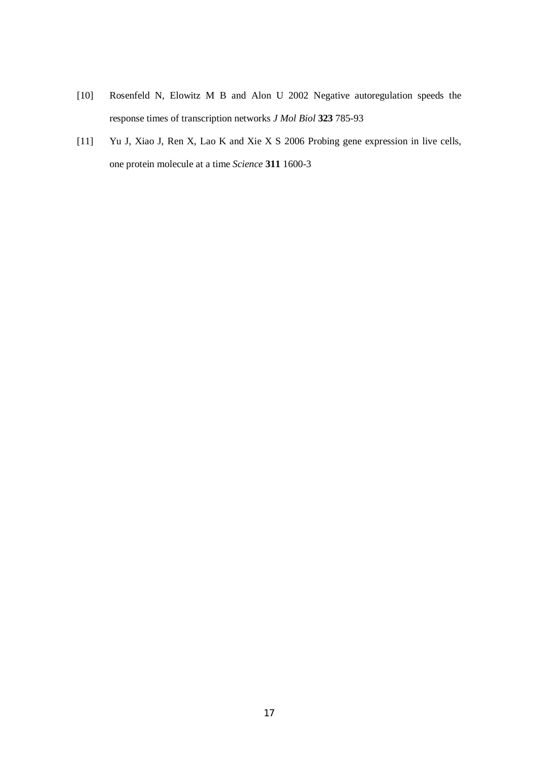[10] Rosenfeld N, Elowitz M B and Alon U 2002 Negative autoregulation speeds the response times of transcription networks *J Mol Biol* **323** 785-93

[11] Yu J, Xiao J, Ren X, Lao K and Xie X S 2006 Probing gene expression in live cells, one protein molecule at a time *Science* **311** 1600-3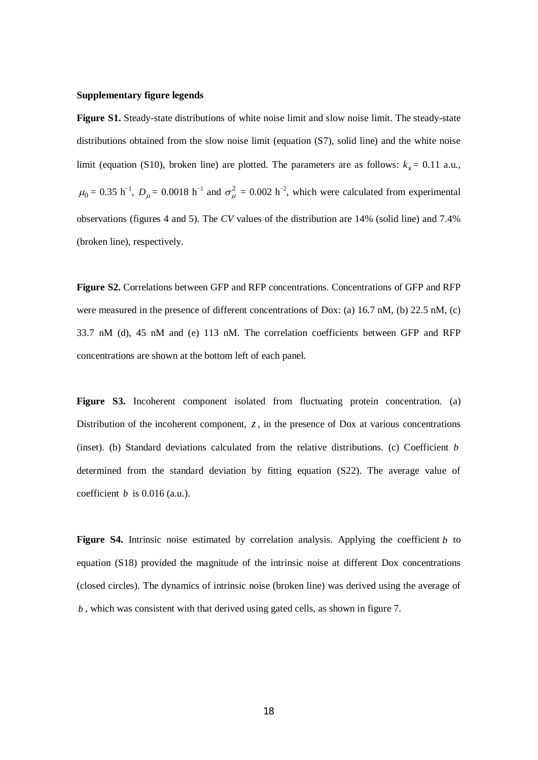**Supplementary figure legends**

**Figure S1.** Steady-state distributions of white noise limit and slow noise limit. The steady-state distributions obtained from the slow noise limit (equation (S7), solid line) and the white noise limit (equation (S10), broken line) are plotted. The parameters are as follows: $k_x = 0.11$ a.u., $\mu_0 = 0.35\ \mathrm{h}^{-1}$, $D_\mu = 0.0018\ \mathrm{h}^{-1}$ and $\sigma_\mu^2 = 0.002\ \mathrm{h}^{-2}$, which were calculated from experimental observations (figures 4 and 5). The *CV* values of the distribution are 14% (solid line) and 7.4% (broken line), respectively.

**Figure S2.** Correlations between GFP and RFP concentrations. Concentrations of GFP and RFP were measured in the presence of different concentrations of Dox: (a) 16.7 nM, (b) 22.5 nM, (c) 33.7 nM (d), 45 nM and (e) 113 nM. The correlation coefficients between GFP and RFP concentrations are shown at the bottom left of each panel.

**Figure S3.** Incoherent component isolated from fluctuating protein concentration. (a) Distribution of the incoherent component, $z$, in the presence of Dox at various concentrations (inset). (b) Standard deviations calculated from the relative distributions. (c) Coefficient $b$ determined from the standard deviation by fitting equation (S22). The average value of coefficient $b$ is 0.016 (a.u.).

**Figure S4.** Intrinsic noise estimated by correlation analysis. Applying the coefficient $b$ to equation (S18) provided the magnitude of the intrinsic noise at different Dox concentrations (closed circles). The dynamics of intrinsic noise (broken line) was derived using the average of $b$, which was consistent with that derived using gated cells, as shown in figure 7.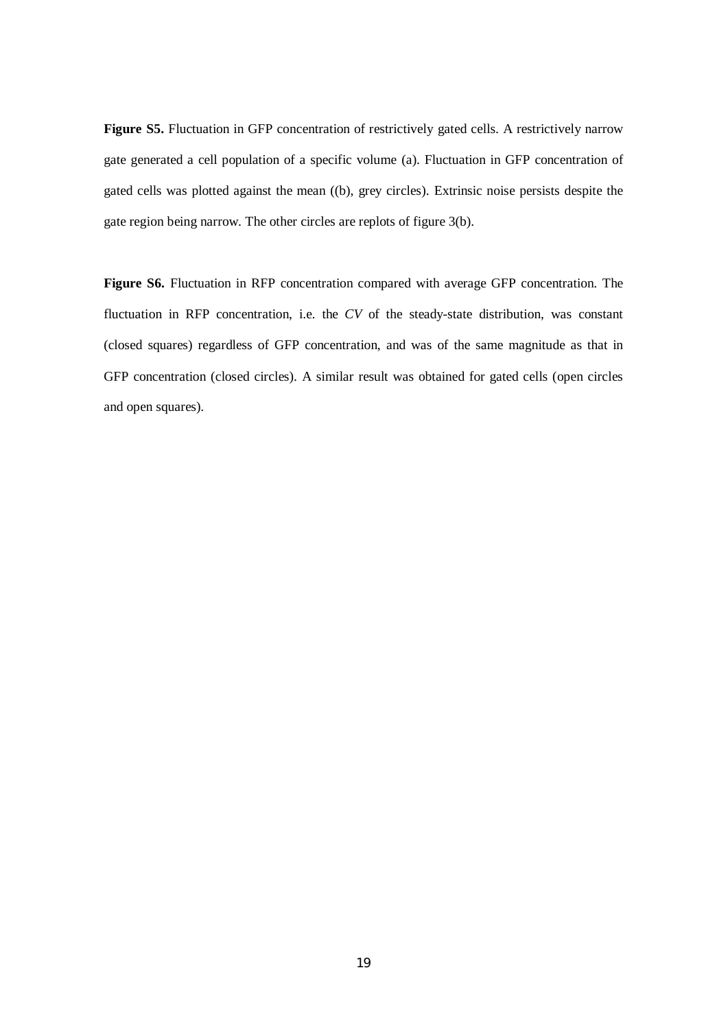**Figure S5.** Fluctuation in GFP concentration of restrictively gated cells. A restrictively narrow gate generated a cell population of a specific volume (a). Fluctuation in GFP concentration of gated cells was plotted against the mean ((b), grey circles). Extrinsic noise persists despite the gate region being narrow. The other circles are replots of figure 3(b).

**Figure S6.** Fluctuation in RFP concentration compared with average GFP concentration. The fluctuation in RFP concentration, i.e. the *CV* of the steady-state distribution, was constant (closed squares) regardless of GFP concentration, and was of the same magnitude as that in GFP concentration (closed circles). A similar result was obtained for gated cells (open circles and open squares).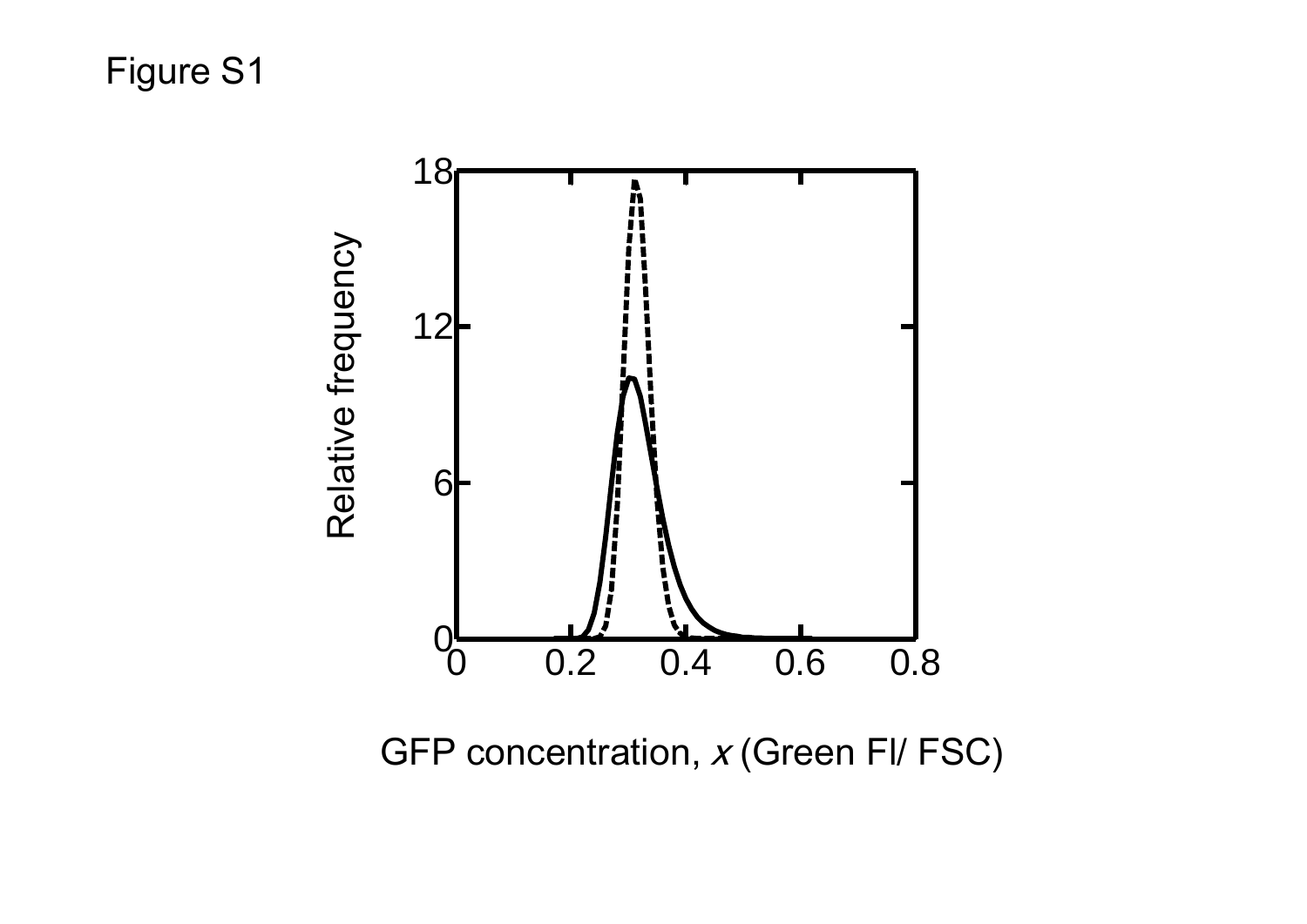Figure S1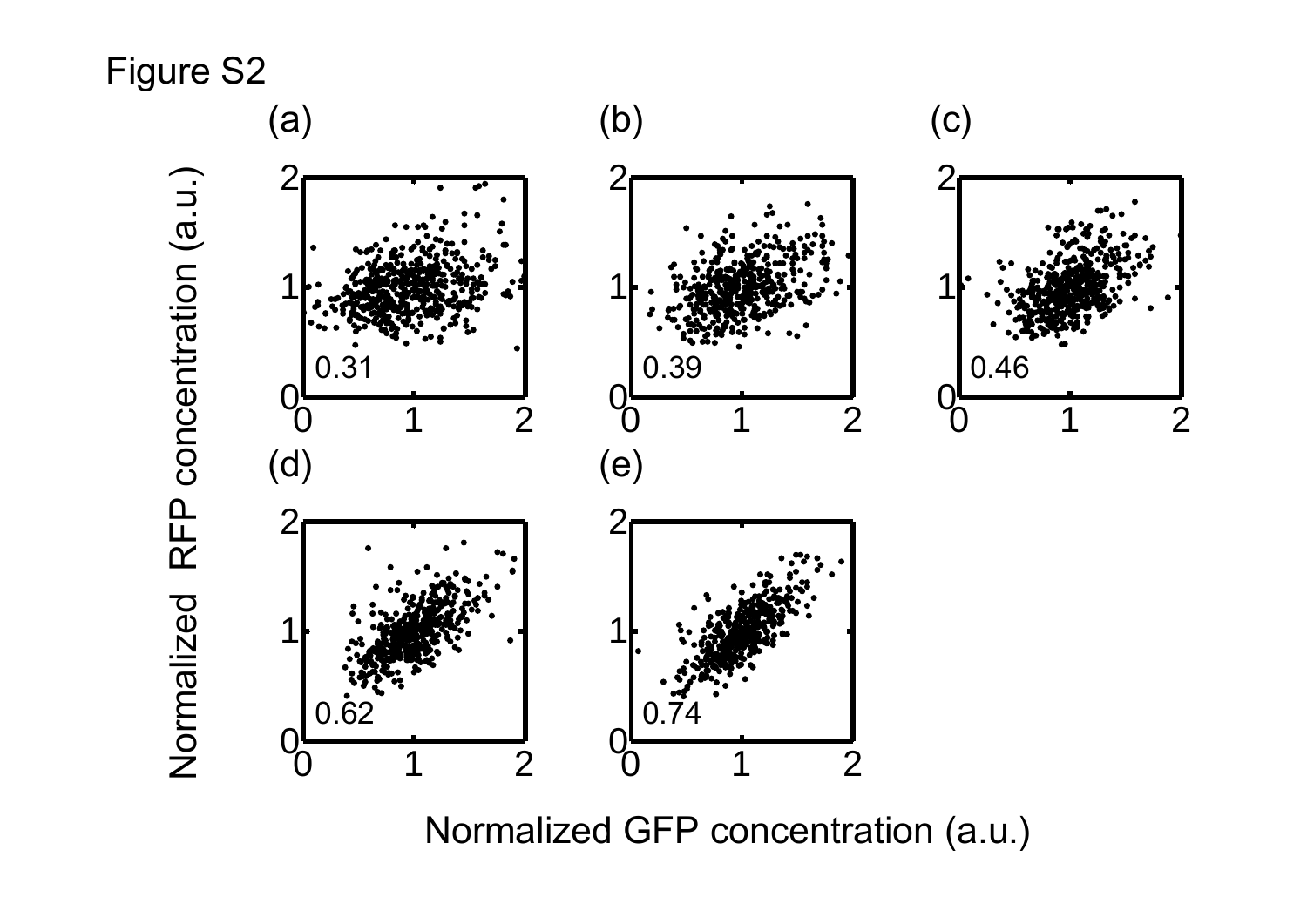Figure S2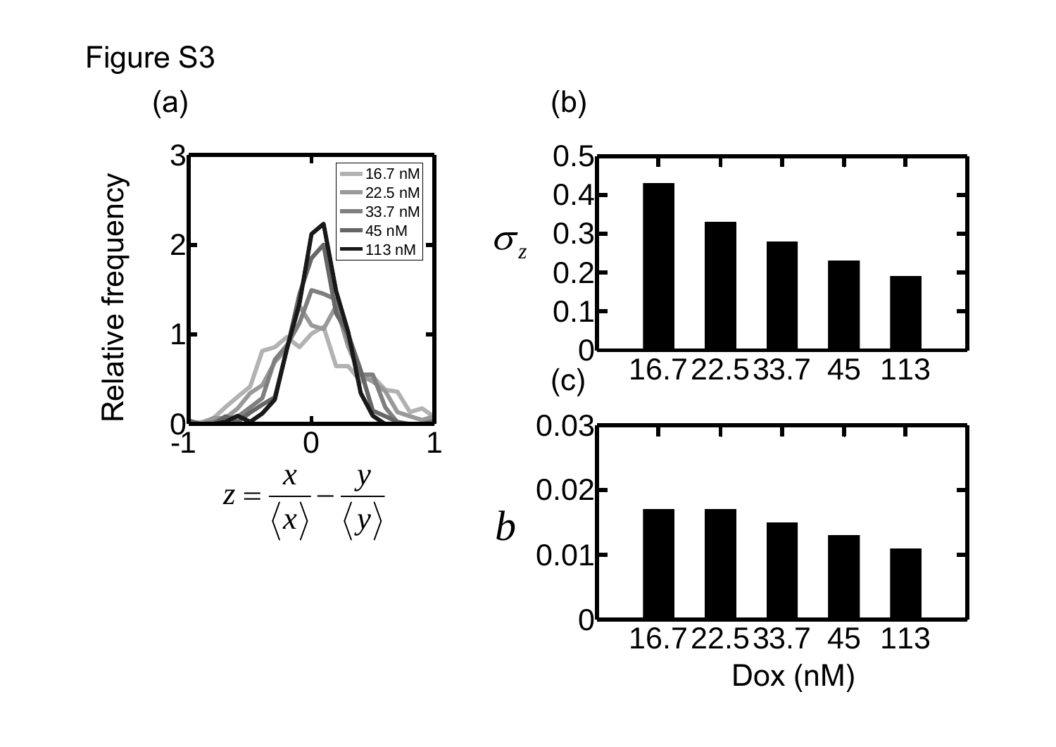Figure S3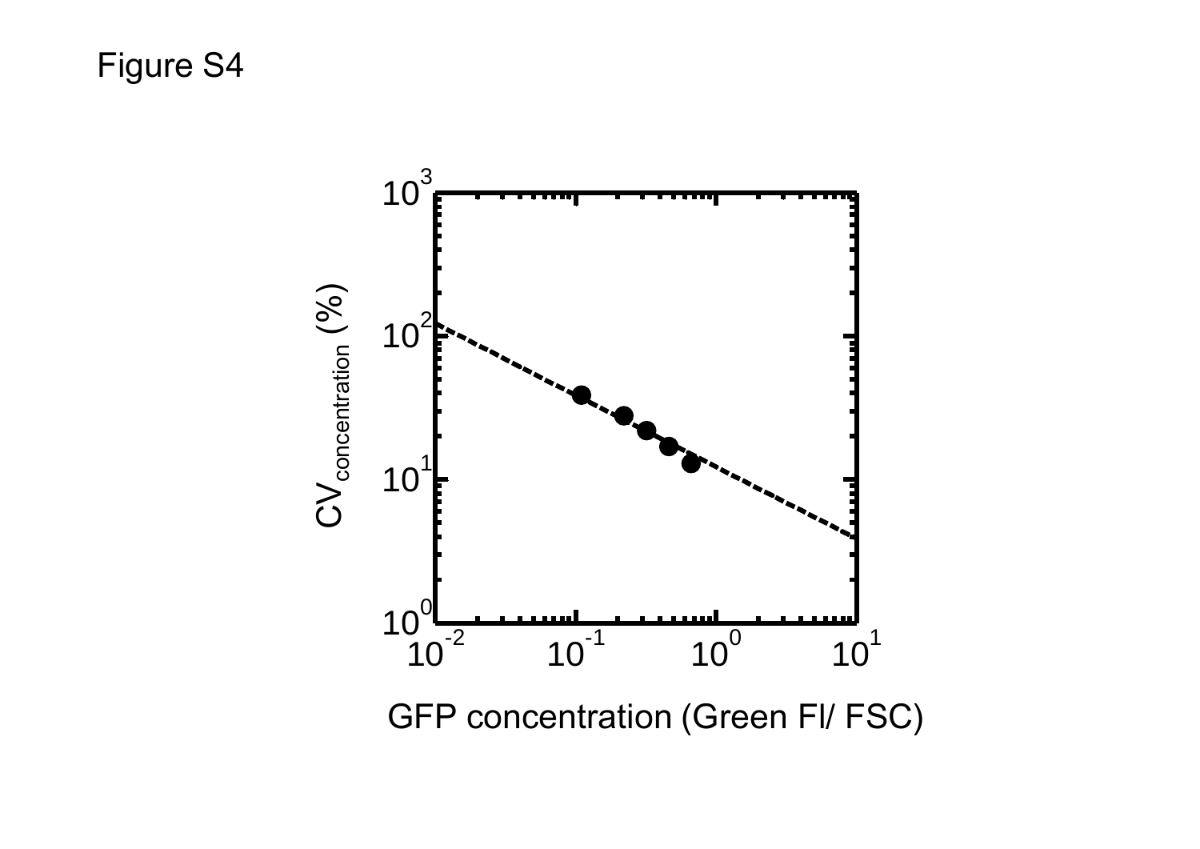Figure S4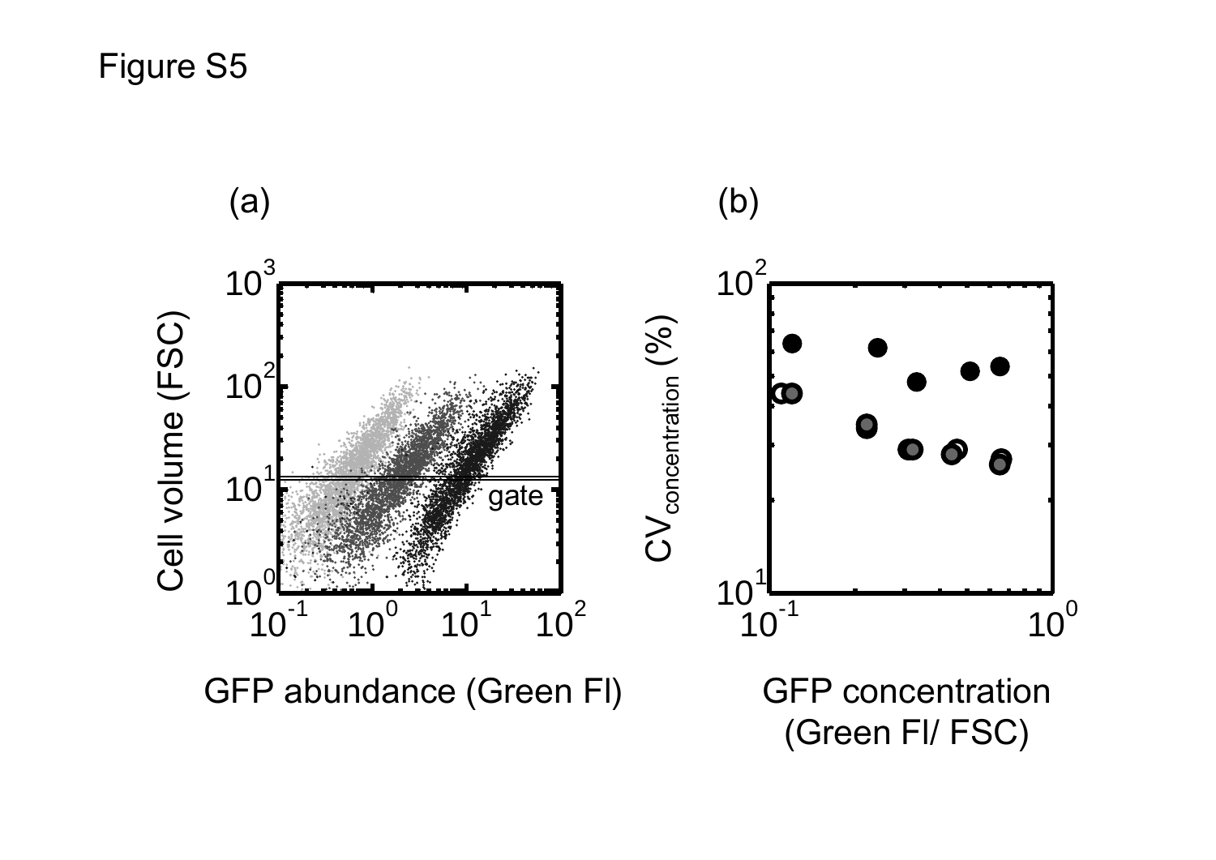Figure S5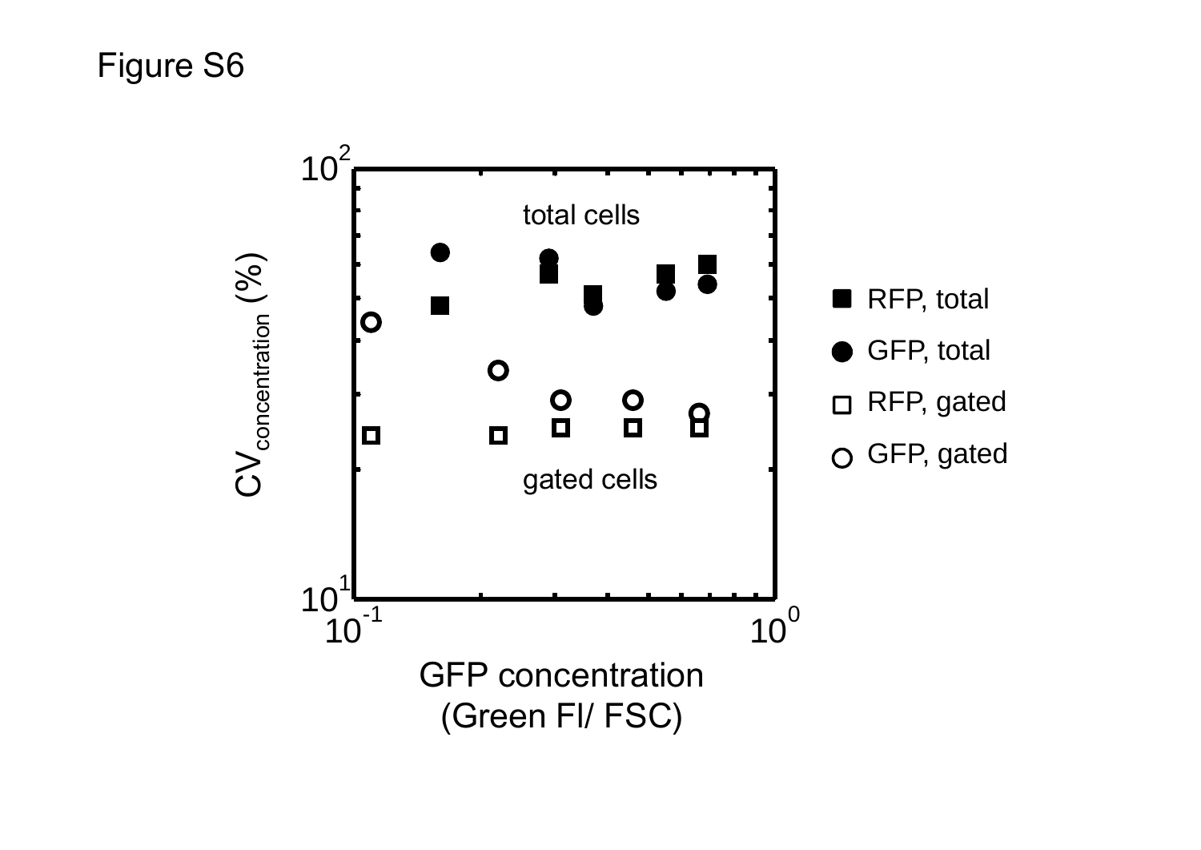Figure S6

total cells

gated cells

$10^2$

$10^1$

$10^{-1}$

$10^0$

$CV_{concentration}$ (%)

GFP concentration
(Green Fl/ FSC)

RFP, total

GFP, total

RFP, gated

GFP, gated